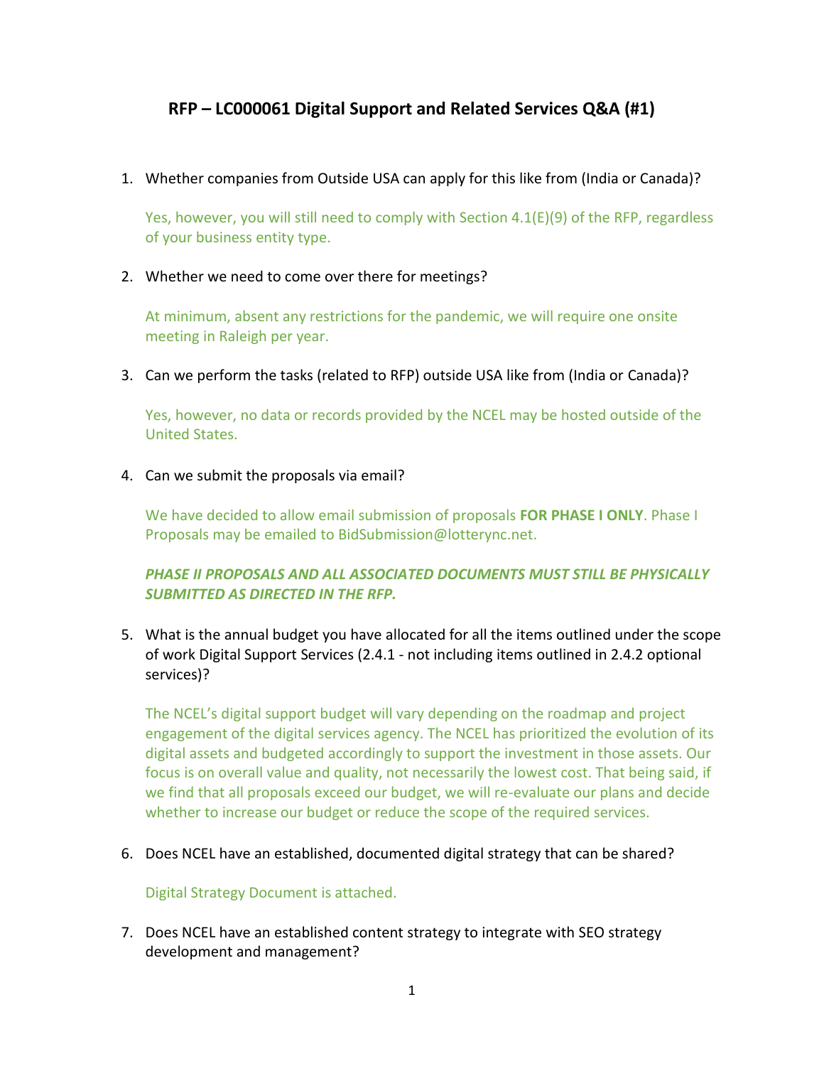# RFP – LC000061 Digital Support and Related Services Q&A (#1)

1. Whether companies from Outside USA can apply for this like from (India or Canada)?

   Yes, however, you will still need to comply with Section 4.1(E)(9) of the RFP, regardless of your business entity type.

2. Whether we need to come over there for meetings?

   At minimum, absent any restrictions for the pandemic, we will require one onsite meeting in Raleigh per year.

3. Can we perform the tasks (related to RFP) outside USA like from (India or Canada)?

   Yes, however, no data or records provided by the NCEL may be hosted outside of the United States.

4. Can we submit the proposals via email?

   We have decided to allow email submission of proposals **FOR PHASE I ONLY**. Phase I Proposals may be emailed to BidSubmission@lotterync.net.

   ***PHASE II PROPOSALS AND ALL ASSOCIATED DOCUMENTS MUST STILL BE PHYSICALLY SUBMITTED AS DIRECTED IN THE RFP.***

5. What is the annual budget you have allocated for all the items outlined under the scope of work Digital Support Services (2.4.1 - not including items outlined in 2.4.2 optional services)?

   The NCEL's digital support budget will vary depending on the roadmap and project engagement of the digital services agency. The NCEL has prioritized the evolution of its digital assets and budgeted accordingly to support the investment in those assets. Our focus is on overall value and quality, not necessarily the lowest cost. That being said, if we find that all proposals exceed our budget, we will re-evaluate our plans and decide whether to increase our budget or reduce the scope of the required services.

6. Does NCEL have an established, documented digital strategy that can be shared?

   Digital Strategy Document is attached.

7. Does NCEL have an established content strategy to integrate with SEO strategy development and management?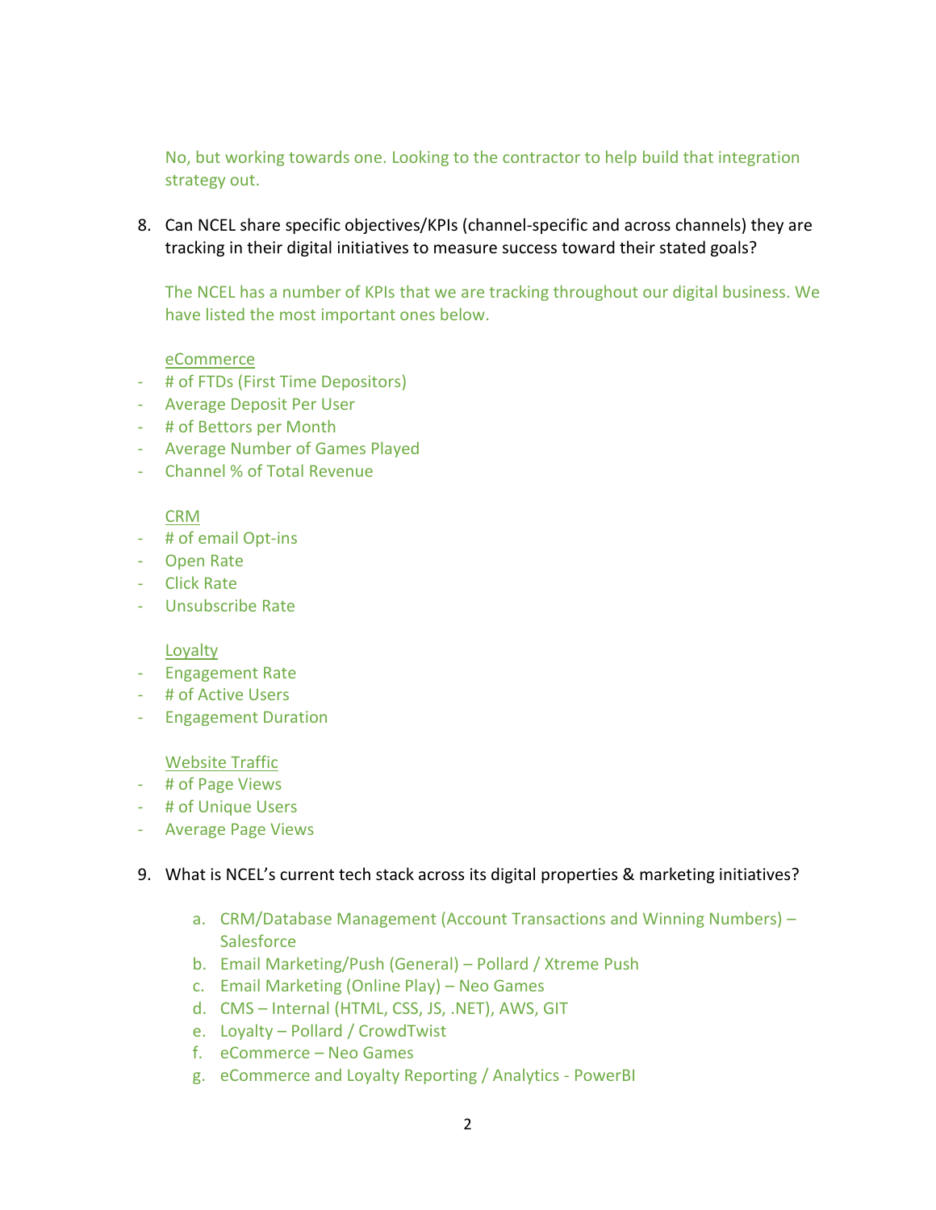No, but working towards one. Looking to the contractor to help build that integration strategy out.

8. Can NCEL share specific objectives/KPIs (channel-specific and across channels) they are tracking in their digital initiatives to measure success toward their stated goals?

   The NCEL has a number of KPIs that we are tracking throughout our digital business. We have listed the most important ones below.

   eCommerce
   - # of FTDs (First Time Depositors)
   - Average Deposit Per User
   - # of Bettors per Month
   - Average Number of Games Played
   - Channel % of Total Revenue

   CRM
   - # of email Opt-ins
   - Open Rate
   - Click Rate
   - Unsubscribe Rate

   Loyalty
   - Engagement Rate
   - # of Active Users
   - Engagement Duration

   Website Traffic
   - # of Page Views
   - # of Unique Users
   - Average Page Views

9. What is NCEL's current tech stack across its digital properties & marketing initiatives?

   a. CRM/Database Management (Account Transactions and Winning Numbers) – Salesforce
   b. Email Marketing/Push (General) – Pollard / Xtreme Push
   c. Email Marketing (Online Play) – Neo Games
   d. CMS – Internal (HTML, CSS, JS, .NET), AWS, GIT
   e. Loyalty – Pollard / CrowdTwist
   f. eCommerce – Neo Games
   g. eCommerce and Loyalty Reporting / Analytics - PowerBI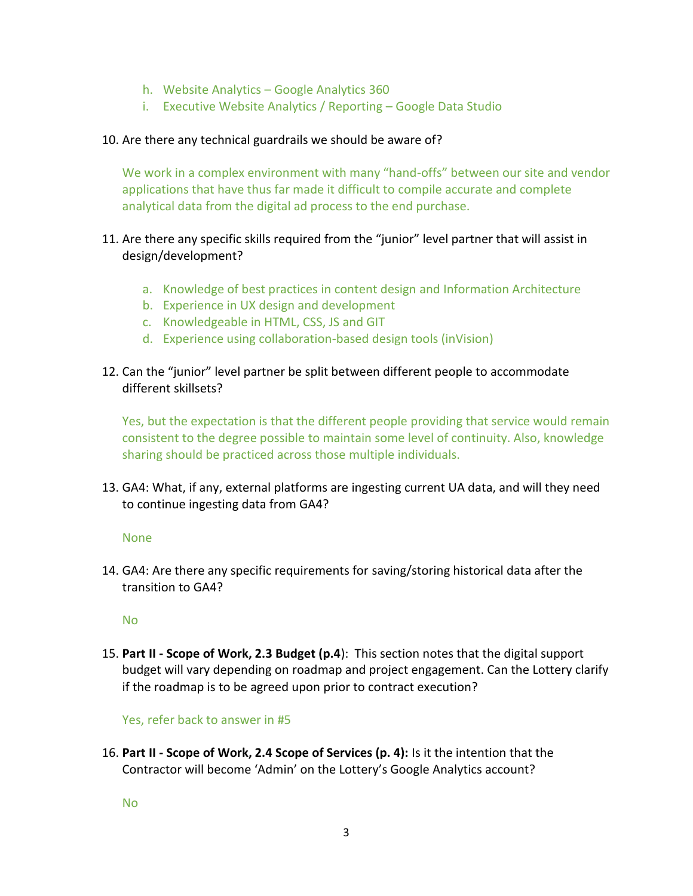h. Website Analytics – Google Analytics 360
   i. Executive Website Analytics / Reporting – Google Data Studio

10. Are there any technical guardrails we should be aware of?

    We work in a complex environment with many "hand-offs" between our site and vendor applications that have thus far made it difficult to compile accurate and complete analytical data from the digital ad process to the end purchase.

11. Are there any specific skills required from the "junior" level partner that will assist in design/development?

    a. Knowledge of best practices in content design and Information Architecture
    b. Experience in UX design and development
    c. Knowledgeable in HTML, CSS, JS and GIT
    d. Experience using collaboration-based design tools (inVision)

12. Can the "junior" level partner be split between different people to accommodate different skillsets?

    Yes, but the expectation is that the different people providing that service would remain consistent to the degree possible to maintain some level of continuity. Also, knowledge sharing should be practiced across those multiple individuals.

13. GA4: What, if any, external platforms are ingesting current UA data, and will they need to continue ingesting data from GA4?

    None

14. GA4: Are there any specific requirements for saving/storing historical data after the transition to GA4?

    No

15. **Part II - Scope of Work, 2.3 Budget (p.4)**: This section notes that the digital support budget will vary depending on roadmap and project engagement. Can the Lottery clarify if the roadmap is to be agreed upon prior to contract execution?

    Yes, refer back to answer in #5

16. **Part II - Scope of Work, 2.4 Scope of Services (p. 4):** Is it the intention that the Contractor will become 'Admin' on the Lottery's Google Analytics account?

    No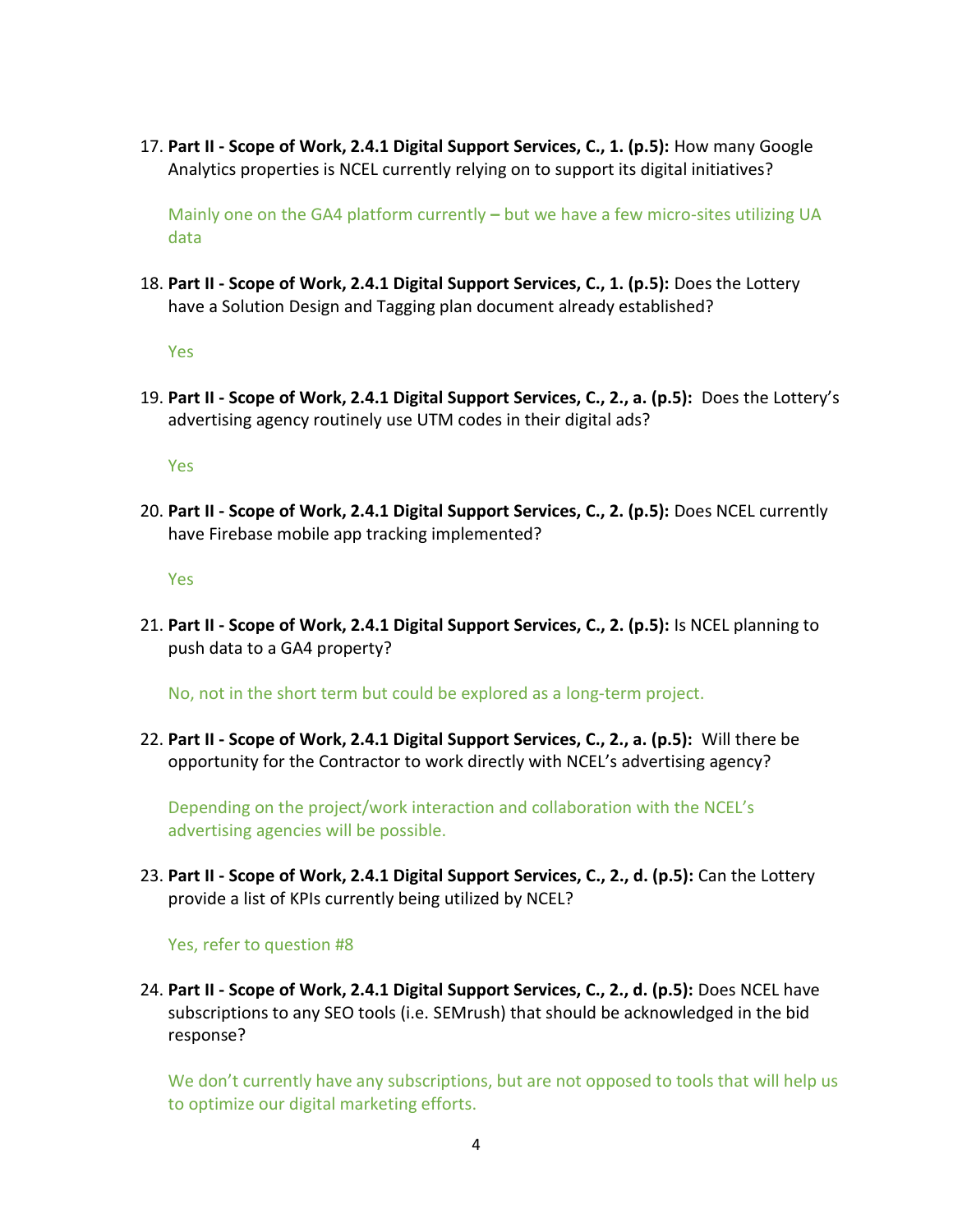17. **Part II - Scope of Work, 2.4.1 Digital Support Services, C., 1. (p.5):** How many Google Analytics properties is NCEL currently relying on to support its digital initiatives?

    Mainly one on the GA4 platform currently **–** but we have a few micro-sites utilizing UA data

18. **Part II - Scope of Work, 2.4.1 Digital Support Services, C., 1. (p.5):** Does the Lottery have a Solution Design and Tagging plan document already established?

    Yes

19. **Part II - Scope of Work, 2.4.1 Digital Support Services, C., 2., a. (p.5):** Does the Lottery's advertising agency routinely use UTM codes in their digital ads?

    Yes

20. **Part II - Scope of Work, 2.4.1 Digital Support Services, C., 2. (p.5):** Does NCEL currently have Firebase mobile app tracking implemented?

    Yes

21. **Part II - Scope of Work, 2.4.1 Digital Support Services, C., 2. (p.5):** Is NCEL planning to push data to a GA4 property?

    No, not in the short term but could be explored as a long-term project.

22. **Part II - Scope of Work, 2.4.1 Digital Support Services, C., 2., a. (p.5):** Will there be opportunity for the Contractor to work directly with NCEL's advertising agency?

    Depending on the project/work interaction and collaboration with the NCEL's advertising agencies will be possible.

23. **Part II - Scope of Work, 2.4.1 Digital Support Services, C., 2., d. (p.5):** Can the Lottery provide a list of KPIs currently being utilized by NCEL?

    Yes, refer to question #8

24. **Part II - Scope of Work, 2.4.1 Digital Support Services, C., 2., d. (p.5):** Does NCEL have subscriptions to any SEO tools (i.e. SEMrush) that should be acknowledged in the bid response?

    We don't currently have any subscriptions, but are not opposed to tools that will help us to optimize our digital marketing efforts.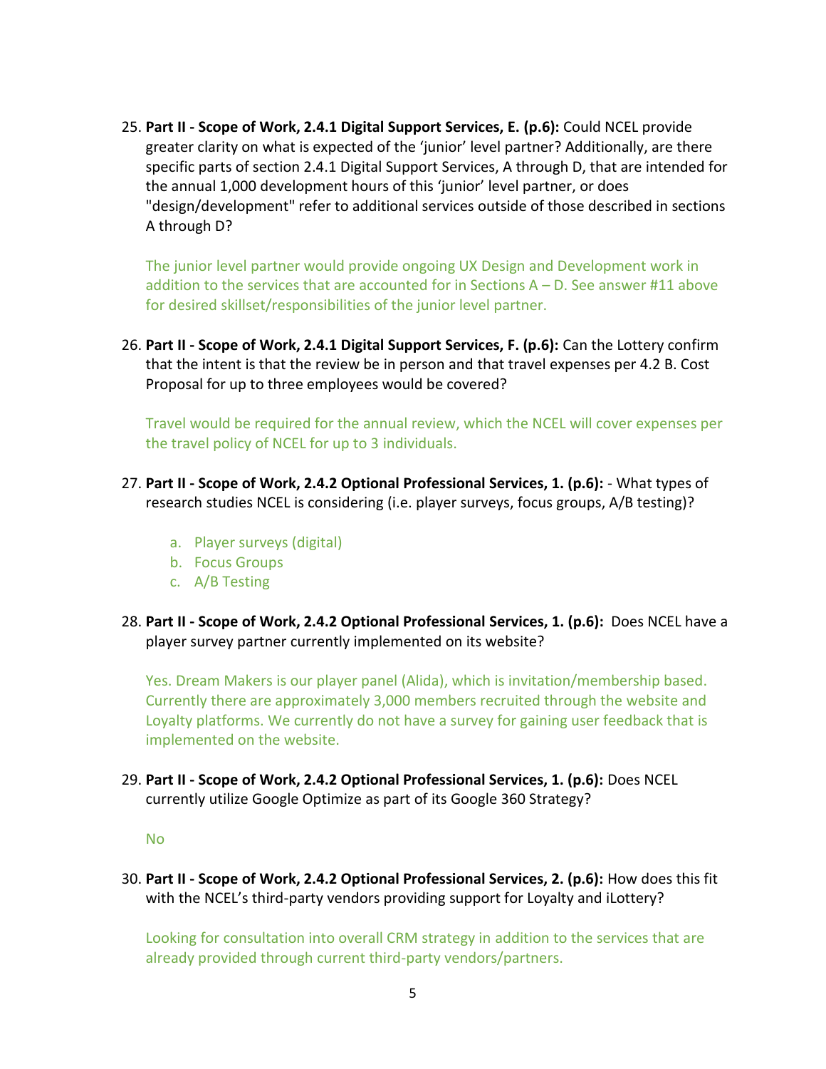25. **Part II - Scope of Work, 2.4.1 Digital Support Services, E. (p.6):** Could NCEL provide greater clarity on what is expected of the 'junior' level partner? Additionally, are there specific parts of section 2.4.1 Digital Support Services, A through D, that are intended for the annual 1,000 development hours of this 'junior' level partner, or does "design/development" refer to additional services outside of those described in sections A through D?

    The junior level partner would provide ongoing UX Design and Development work in addition to the services that are accounted for in Sections A – D. See answer #11 above for desired skillset/responsibilities of the junior level partner.

26. **Part II - Scope of Work, 2.4.1 Digital Support Services, F. (p.6):** Can the Lottery confirm that the intent is that the review be in person and that travel expenses per 4.2 B. Cost Proposal for up to three employees would be covered?

    Travel would be required for the annual review, which the NCEL will cover expenses per the travel policy of NCEL for up to 3 individuals.

27. **Part II - Scope of Work, 2.4.2 Optional Professional Services, 1. (p.6):** - What types of research studies NCEL is considering (i.e. player surveys, focus groups, A/B testing)?

    a. Player surveys (digital)
    b. Focus Groups
    c. A/B Testing

28. **Part II - Scope of Work, 2.4.2 Optional Professional Services, 1. (p.6):** Does NCEL have a player survey partner currently implemented on its website?

    Yes. Dream Makers is our player panel (Alida), which is invitation/membership based. Currently there are approximately 3,000 members recruited through the website and Loyalty platforms. We currently do not have a survey for gaining user feedback that is implemented on the website.

29. **Part II - Scope of Work, 2.4.2 Optional Professional Services, 1. (p.6):** Does NCEL currently utilize Google Optimize as part of its Google 360 Strategy?

    No

30. **Part II - Scope of Work, 2.4.2 Optional Professional Services, 2. (p.6):** How does this fit with the NCEL's third-party vendors providing support for Loyalty and iLottery?

    Looking for consultation into overall CRM strategy in addition to the services that are already provided through current third-party vendors/partners.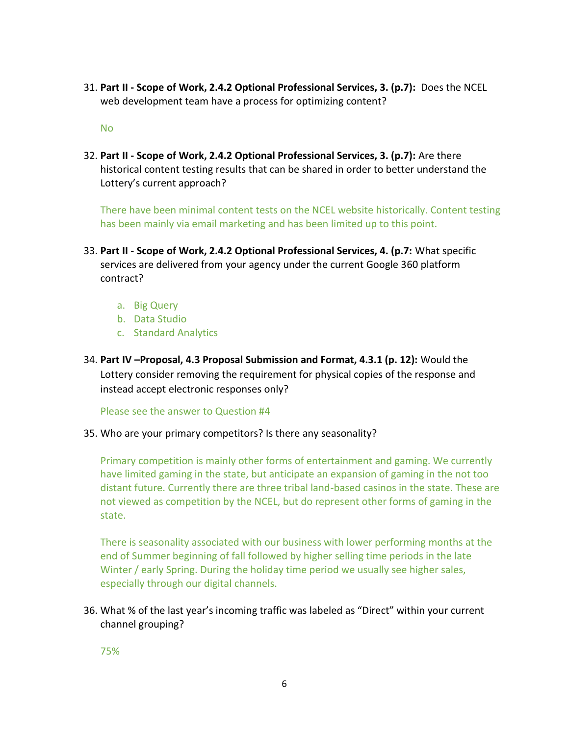31. **Part II - Scope of Work, 2.4.2 Optional Professional Services, 3. (p.7):** Does the NCEL web development team have a process for optimizing content?

    No

32. **Part II - Scope of Work, 2.4.2 Optional Professional Services, 3. (p.7):** Are there historical content testing results that can be shared in order to better understand the Lottery's current approach?

    There have been minimal content tests on the NCEL website historically. Content testing has been mainly via email marketing and has been limited up to this point.

33. **Part II - Scope of Work, 2.4.2 Optional Professional Services, 4. (p.7:** What specific services are delivered from your agency under the current Google 360 platform contract?

    a. Big Query
    b. Data Studio
    c. Standard Analytics

34. **Part IV –Proposal, 4.3 Proposal Submission and Format, 4.3.1 (p. 12):** Would the Lottery consider removing the requirement for physical copies of the response and instead accept electronic responses only?

    Please see the answer to Question #4

35. Who are your primary competitors? Is there any seasonality?

    Primary competition is mainly other forms of entertainment and gaming. We currently have limited gaming in the state, but anticipate an expansion of gaming in the not too distant future. Currently there are three tribal land-based casinos in the state. These are not viewed as competition by the NCEL, but do represent other forms of gaming in the state.

    There is seasonality associated with our business with lower performing months at the end of Summer beginning of fall followed by higher selling time periods in the late Winter / early Spring. During the holiday time period we usually see higher sales, especially through our digital channels.

36. What % of the last year's incoming traffic was labeled as "Direct" within your current channel grouping?

    75%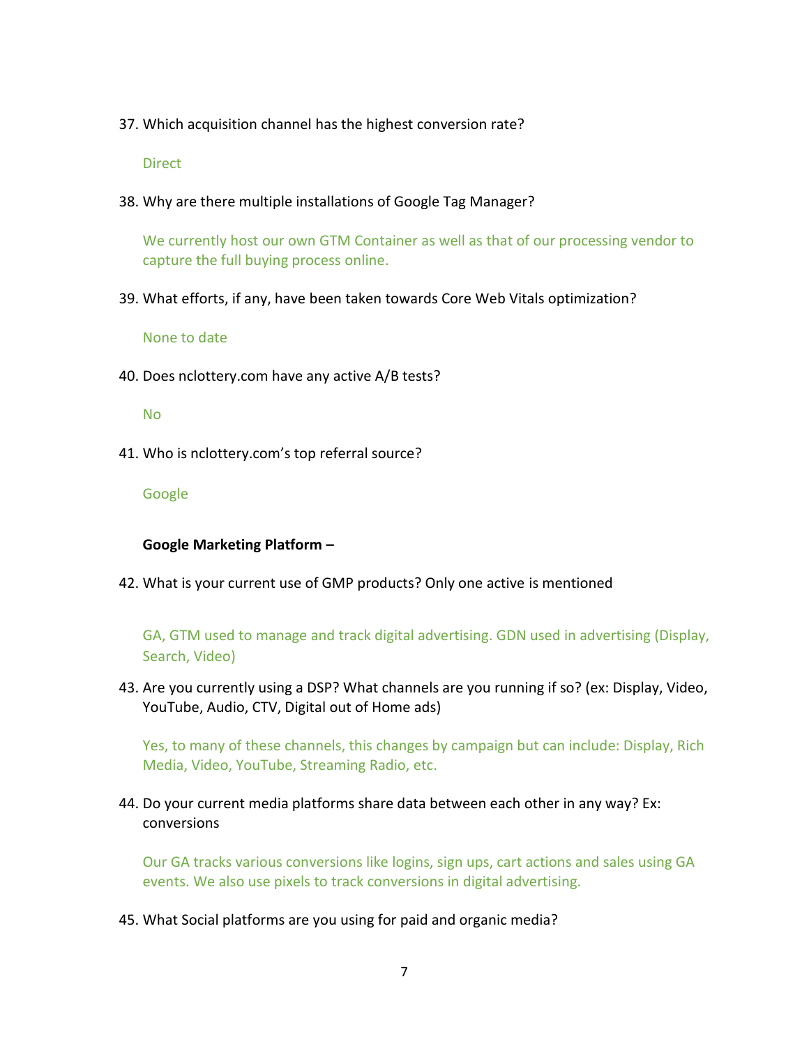37. Which acquisition channel has the highest conversion rate?

    Direct

38. Why are there multiple installations of Google Tag Manager?

    We currently host our own GTM Container as well as that of our processing vendor to capture the full buying process online.

39. What efforts, if any, have been taken towards Core Web Vitals optimization?

    None to date

40. Does nclottery.com have any active A/B tests?

    No

41. Who is nclottery.com's top referral source?

    Google

**Google Marketing Platform –**

42. What is your current use of GMP products? Only one active is mentioned

    GA, GTM used to manage and track digital advertising. GDN used in advertising (Display, Search, Video)

43. Are you currently using a DSP? What channels are you running if so? (ex: Display, Video, YouTube, Audio, CTV, Digital out of Home ads)

    Yes, to many of these channels, this changes by campaign but can include: Display, Rich Media, Video, YouTube, Streaming Radio, etc.

44. Do your current media platforms share data between each other in any way? Ex: conversions

    Our GA tracks various conversions like logins, sign ups, cart actions and sales using GA events. We also use pixels to track conversions in digital advertising.

45. What Social platforms are you using for paid and organic media?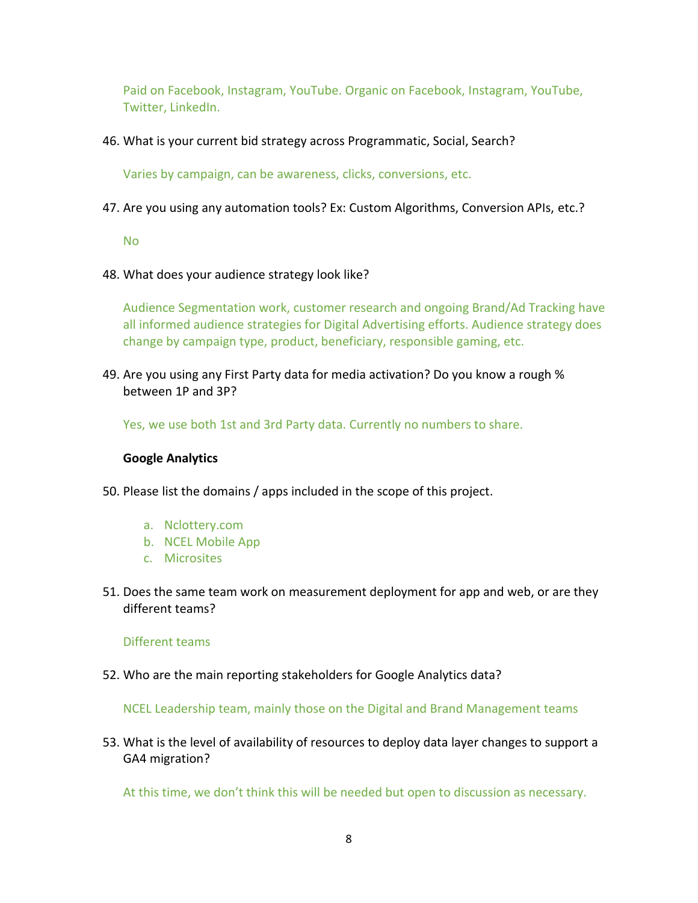Paid on Facebook, Instagram, YouTube. Organic on Facebook, Instagram, YouTube, Twitter, LinkedIn.

46. What is your current bid strategy across Programmatic, Social, Search?

    Varies by campaign, can be awareness, clicks, conversions, etc.

47. Are you using any automation tools? Ex: Custom Algorithms, Conversion APIs, etc.?

    No

48. What does your audience strategy look like?

    Audience Segmentation work, customer research and ongoing Brand/Ad Tracking have all informed audience strategies for Digital Advertising efforts. Audience strategy does change by campaign type, product, beneficiary, responsible gaming, etc.

49. Are you using any First Party data for media activation? Do you know a rough % between 1P and 3P?

    Yes, we use both 1st and 3rd Party data. Currently no numbers to share.

**Google Analytics**

50. Please list the domains / apps included in the scope of this project.

    a. Nclottery.com
    b. NCEL Mobile App
    c. Microsites

51. Does the same team work on measurement deployment for app and web, or are they different teams?

    Different teams

52. Who are the main reporting stakeholders for Google Analytics data?

    NCEL Leadership team, mainly those on the Digital and Brand Management teams

53. What is the level of availability of resources to deploy data layer changes to support a GA4 migration?

    At this time, we don't think this will be needed but open to discussion as necessary.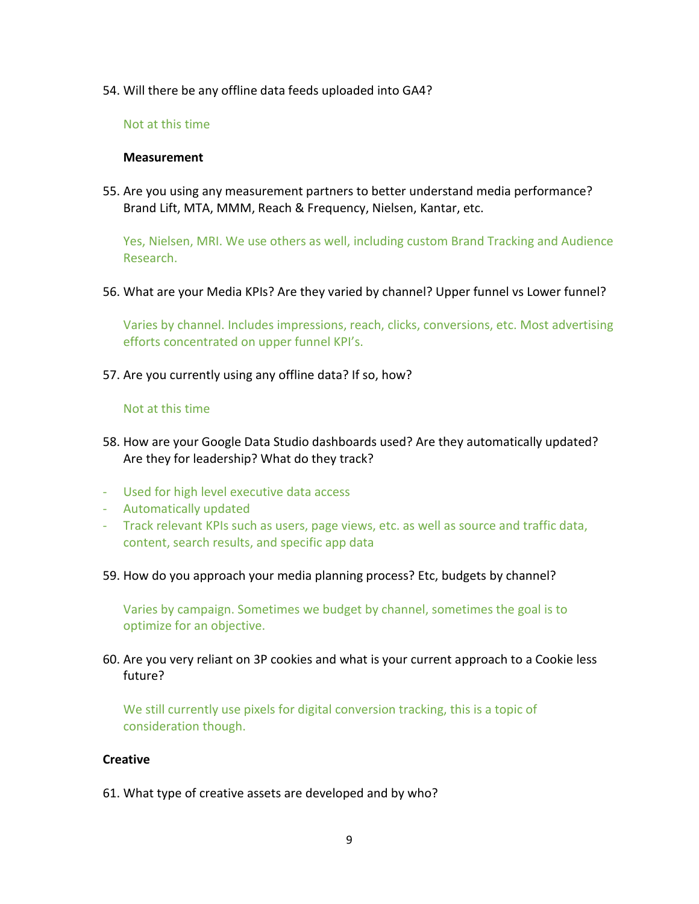54. Will there be any offline data feeds uploaded into GA4?

    Not at this time

    **Measurement**

55. Are you using any measurement partners to better understand media performance? Brand Lift, MTA, MMM, Reach & Frequency, Nielsen, Kantar, etc.

    Yes, Nielsen, MRI. We use others as well, including custom Brand Tracking and Audience Research.

56. What are your Media KPIs? Are they varied by channel? Upper funnel vs Lower funnel?

    Varies by channel. Includes impressions, reach, clicks, conversions, etc. Most advertising efforts concentrated on upper funnel KPI's.

57. Are you currently using any offline data? If so, how?

    Not at this time

58. How are your Google Data Studio dashboards used? Are they automatically updated? Are they for leadership? What do they track?

- Used for high level executive data access
- Automatically updated
- Track relevant KPIs such as users, page views, etc. as well as source and traffic data, content, search results, and specific app data

59. How do you approach your media planning process? Etc, budgets by channel?

    Varies by campaign. Sometimes we budget by channel, sometimes the goal is to optimize for an objective.

60. Are you very reliant on 3P cookies and what is your current approach to a Cookie less future?

    We still currently use pixels for digital conversion tracking, this is a topic of consideration though.

**Creative**

61. What type of creative assets are developed and by who?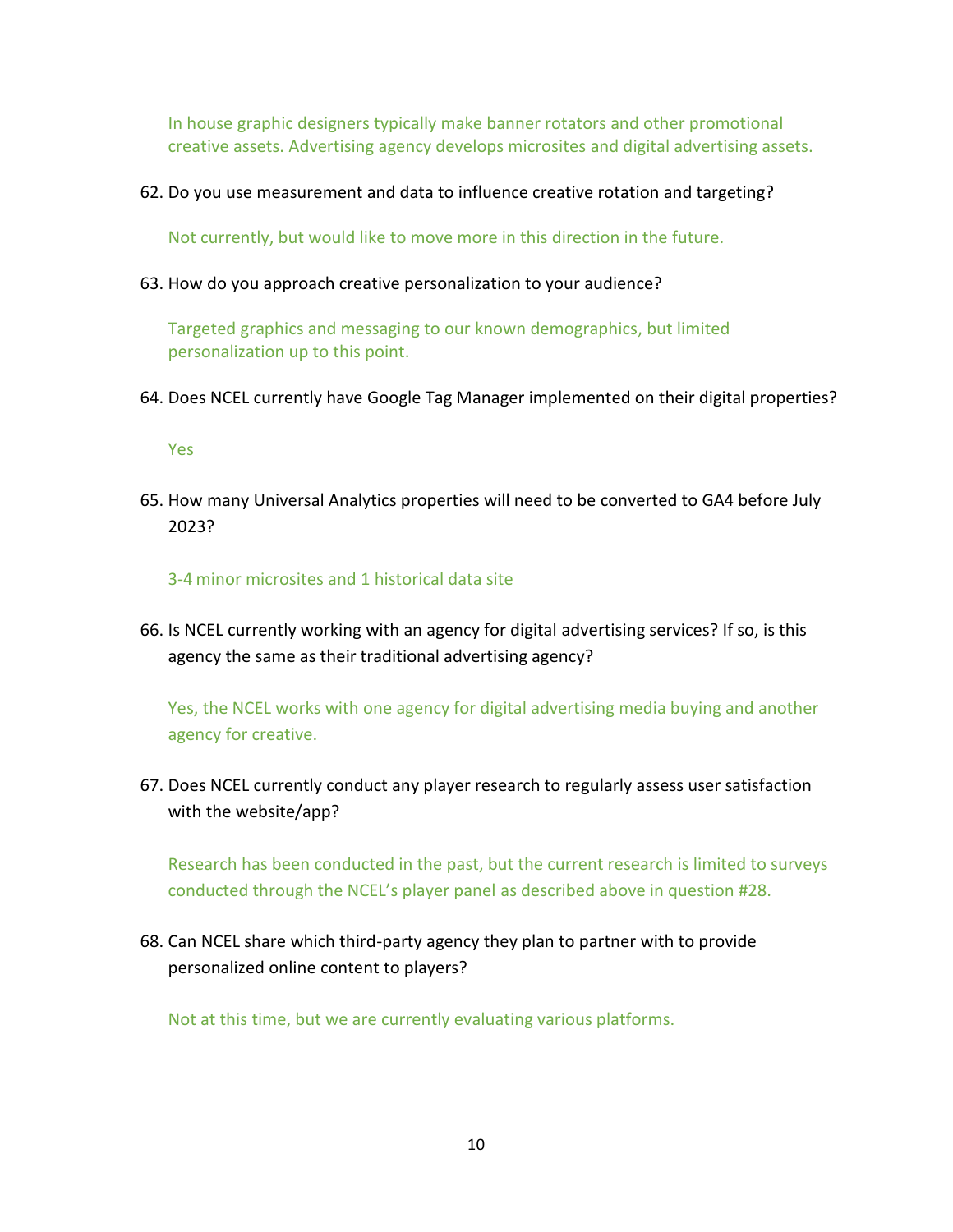In house graphic designers typically make banner rotators and other promotional creative assets. Advertising agency develops microsites and digital advertising assets.

62. Do you use measurement and data to influence creative rotation and targeting?

    Not currently, but would like to move more in this direction in the future.

63. How do you approach creative personalization to your audience?

    Targeted graphics and messaging to our known demographics, but limited personalization up to this point.

64. Does NCEL currently have Google Tag Manager implemented on their digital properties?

    Yes

65. How many Universal Analytics properties will need to be converted to GA4 before July 2023?

    3-4 minor microsites and 1 historical data site

66. Is NCEL currently working with an agency for digital advertising services? If so, is this agency the same as their traditional advertising agency?

    Yes, the NCEL works with one agency for digital advertising media buying and another agency for creative.

67. Does NCEL currently conduct any player research to regularly assess user satisfaction with the website/app?

    Research has been conducted in the past, but the current research is limited to surveys conducted through the NCEL's player panel as described above in question #28.

68. Can NCEL share which third-party agency they plan to partner with to provide personalized online content to players?

    Not at this time, but we are currently evaluating various platforms.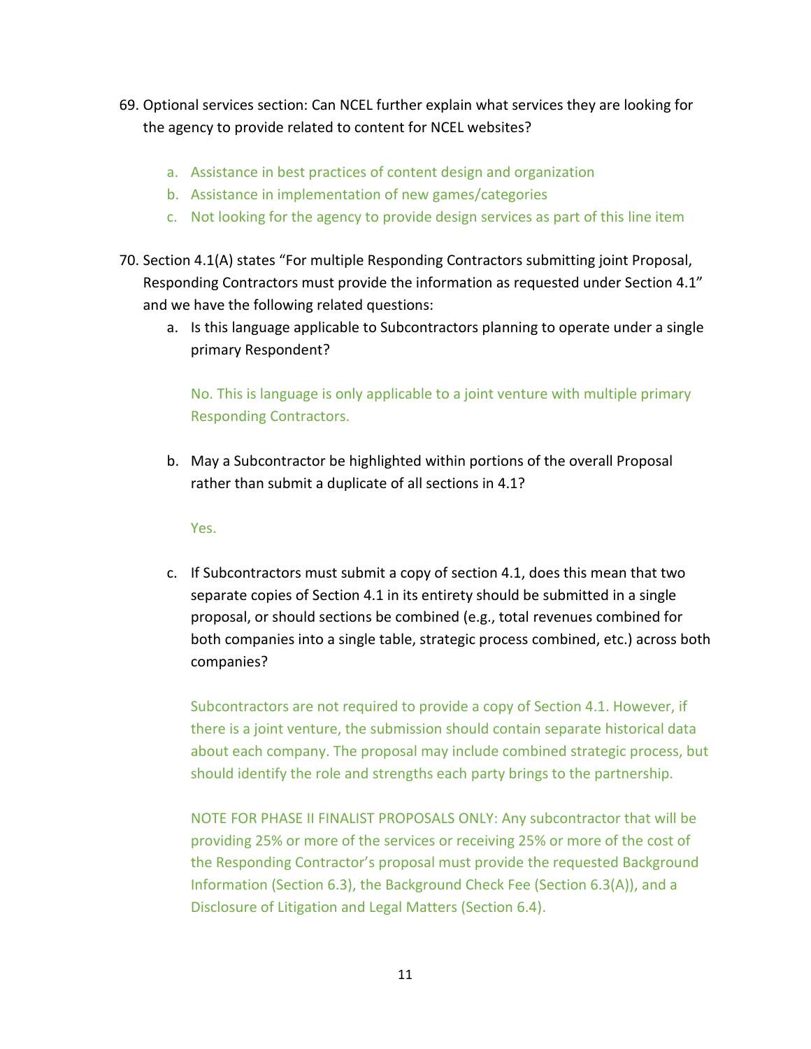69. Optional services section: Can NCEL further explain what services they are looking for the agency to provide related to content for NCEL websites?

    a. Assistance in best practices of content design and organization
    b. Assistance in implementation of new games/categories
    c. Not looking for the agency to provide design services as part of this line item

70. Section 4.1(A) states "For multiple Responding Contractors submitting joint Proposal, Responding Contractors must provide the information as requested under Section 4.1" and we have the following related questions:

    a. Is this language applicable to Subcontractors planning to operate under a single primary Respondent?

       No. This is language is only applicable to a joint venture with multiple primary Responding Contractors.

    b. May a Subcontractor be highlighted within portions of the overall Proposal rather than submit a duplicate of all sections in 4.1?

       Yes.

    c. If Subcontractors must submit a copy of section 4.1, does this mean that two separate copies of Section 4.1 in its entirety should be submitted in a single proposal, or should sections be combined (e.g., total revenues combined for both companies into a single table, strategic process combined, etc.) across both companies?

       Subcontractors are not required to provide a copy of Section 4.1. However, if there is a joint venture, the submission should contain separate historical data about each company. The proposal may include combined strategic process, but should identify the role and strengths each party brings to the partnership.

       NOTE FOR PHASE II FINALIST PROPOSALS ONLY: Any subcontractor that will be providing 25% or more of the services or receiving 25% or more of the cost of the Responding Contractor's proposal must provide the requested Background Information (Section 6.3), the Background Check Fee (Section 6.3(A)), and a Disclosure of Litigation and Legal Matters (Section 6.4).